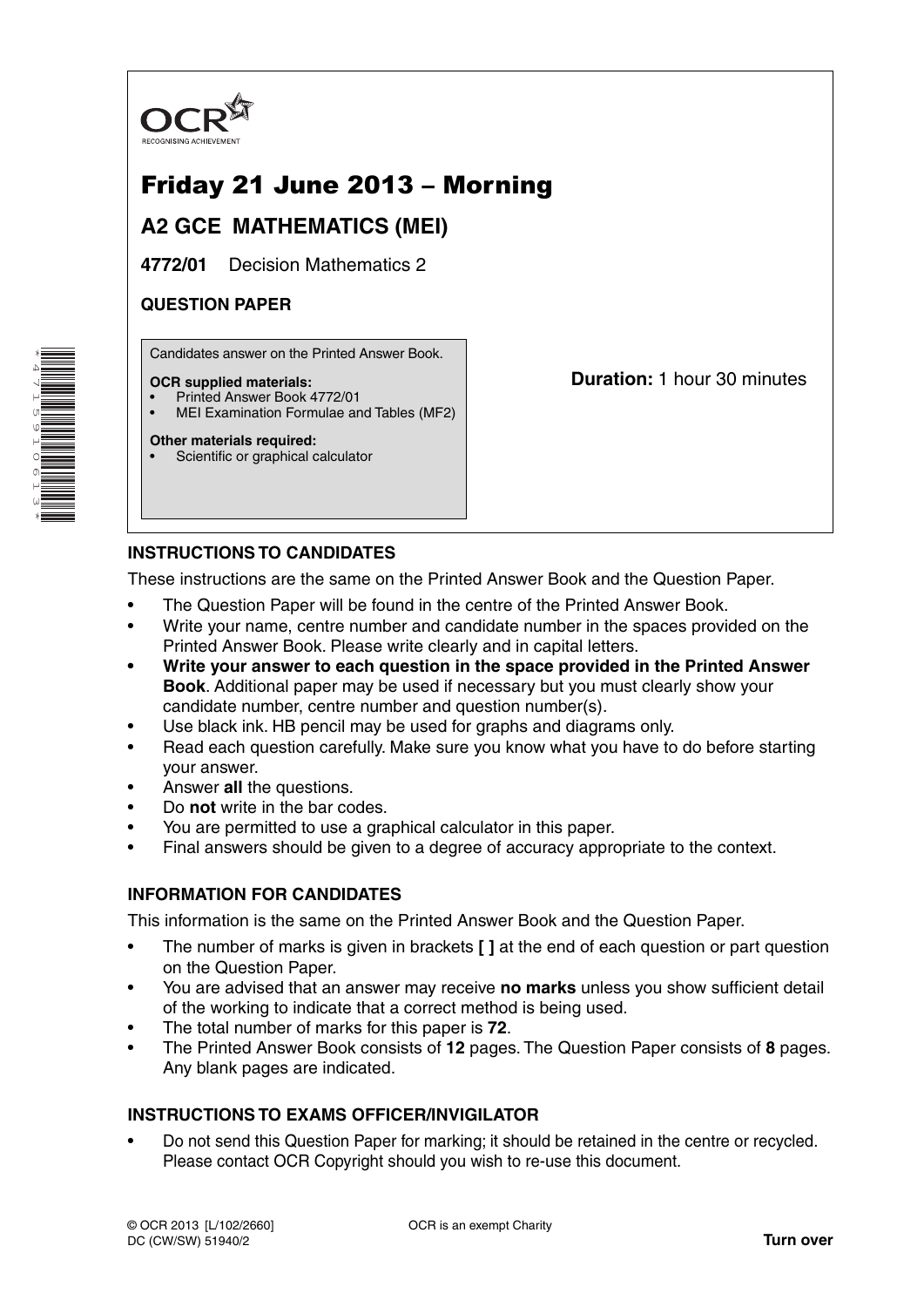OCR
RECOGNISING ACHIEVEMENT

# Friday 21 June 2013 – Morning

## A2 GCE MATHEMATICS (MEI)

**4772/01** Decision Mathematics 2

**QUESTION PAPER**

Candidates answer on the Printed Answer Book.

**OCR supplied materials:**
- Printed Answer Book 4772/01
- MEI Examination Formulae and Tables (MF2)

**Other materials required:**
- Scientific or graphical calculator

**Duration:** 1 hour 30 minutes

### INSTRUCTIONS TO CANDIDATES

These instructions are the same on the Printed Answer Book and the Question Paper.

- The Question Paper will be found in the centre of the Printed Answer Book.
- Write your name, centre number and candidate number in the spaces provided on the Printed Answer Book. Please write clearly and in capital letters.
- **Write your answer to each question in the space provided in the Printed Answer Book**. Additional paper may be used if necessary but you must clearly show your candidate number, centre number and question number(s).
- Use black ink. HB pencil may be used for graphs and diagrams only.
- Read each question carefully. Make sure you know what you have to do before starting your answer.
- Answer **all** the questions.
- Do **not** write in the bar codes.
- You are permitted to use a graphical calculator in this paper.
- Final answers should be given to a degree of accuracy appropriate to the context.

### INFORMATION FOR CANDIDATES

This information is the same on the Printed Answer Book and the Question Paper.

- The number of marks is given in brackets **[ ]** at the end of each question or part question on the Question Paper.
- You are advised that an answer may receive **no marks** unless you show sufficient detail of the working to indicate that a correct method is being used.
- The total number of marks for this paper is **72**.
- The Printed Answer Book consists of **12** pages. The Question Paper consists of **8** pages. Any blank pages are indicated.

### INSTRUCTIONS TO EXAMS OFFICER/INVIGILATOR

- Do not send this Question Paper for marking; it should be retained in the centre or recycled. Please contact OCR Copyright should you wish to re-use this document.

© OCR 2013 [L/102/2660]
DC (CW/SW) 51940/2

OCR is an exempt Charity

**Turn over**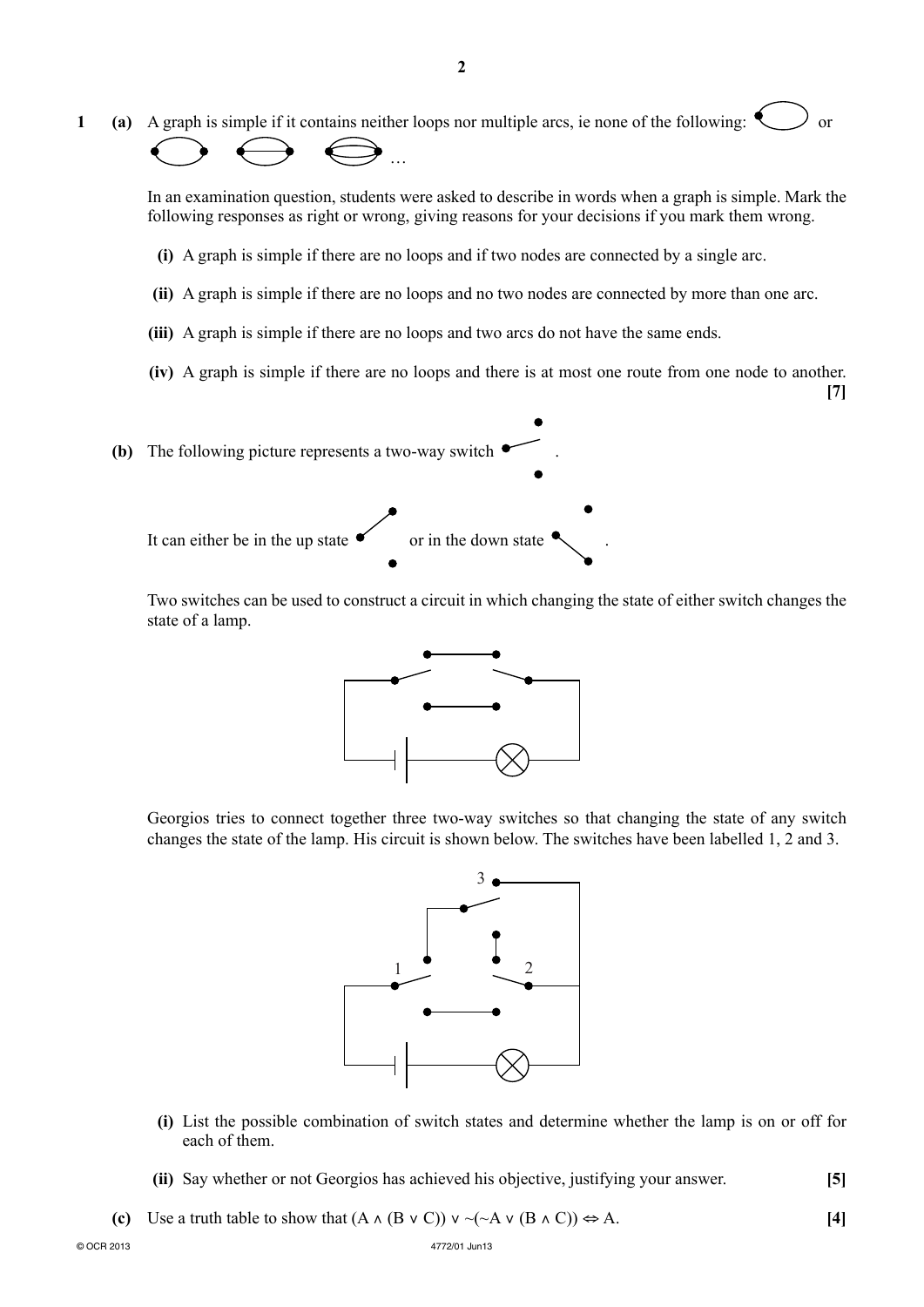**1** **(a)** A graph is simple if it contains neither loops nor multiple arcs, ie none of the following: or …

In an examination question, students were asked to describe in words when a graph is simple. Mark the following responses as right or wrong, giving reasons for your decisions if you mark them wrong.

**(i)** A graph is simple if there are no loops and if two nodes are connected by a single arc.

**(ii)** A graph is simple if there are no loops and no two nodes are connected by more than one arc.

**(iii)** A graph is simple if there are no loops and two arcs do not have the same ends.

**(iv)** A graph is simple if there are no loops and there is at most one route from one node to another. **[7]**

**(b)** The following picture represents a two-way switch .

It can either be in the up state or in the down state .

Two switches can be used to construct a circuit in which changing the state of either switch changes the state of a lamp.

Georgios tries to connect together three two-way switches so that changing the state of any switch changes the state of the lamp. His circuit is shown below. The switches have been labelled 1, 2 and 3.

**(i)** List the possible combination of switch states and determine whether the lamp is on or off for each of them.

**(ii)** Say whether or not Georgios has achieved his objective, justifying your answer. **[5]**

**(c)** Use a truth table to show that $(A \wedge (B \vee C)) \vee \sim(\sim A \vee (B \wedge C)) \Leftrightarrow A$. **[4]**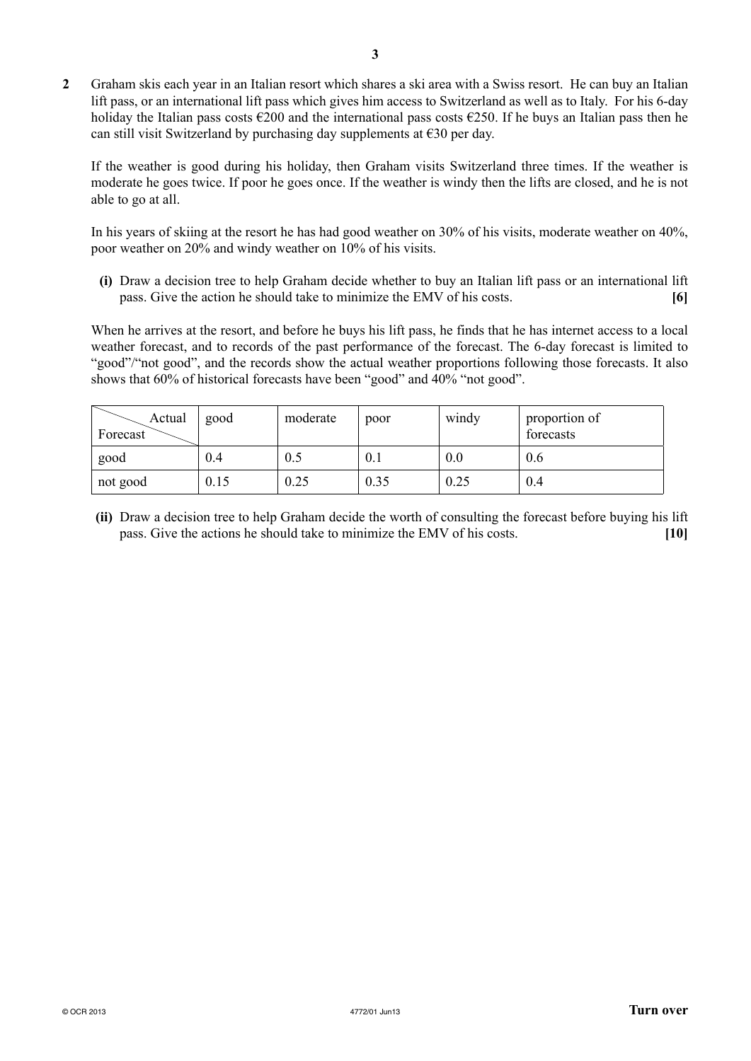**2** Graham skis each year in an Italian resort which shares a ski area with a Swiss resort. He can buy an Italian lift pass, or an international lift pass which gives him access to Switzerland as well as to Italy. For his 6-day holiday the Italian pass costs €200 and the international pass costs €250. If he buys an Italian pass then he can still visit Switzerland by purchasing day supplements at €30 per day.

If the weather is good during his holiday, then Graham visits Switzerland three times. If the weather is moderate he goes twice. If poor he goes once. If the weather is windy then the lifts are closed, and he is not able to go at all.

In his years of skiing at the resort he has had good weather on 30% of his visits, moderate weather on 40%, poor weather on 20% and windy weather on 10% of his visits.

**(i)** Draw a decision tree to help Graham decide whether to buy an Italian lift pass or an international lift pass. Give the action he should take to minimize the EMV of his costs. **[6]**

When he arrives at the resort, and before he buys his lift pass, he finds that he has internet access to a local weather forecast, and to records of the past performance of the forecast. The 6-day forecast is limited to "good"/"not good", and the records show the actual weather proportions following those forecasts. It also shows that 60% of historical forecasts have been "good" and 40% "not good".

| Forecast \ Actual | good | moderate | poor | windy | proportion of forecasts |
|---|---|---|---|---|---|
| good | 0.4 | 0.5 | 0.1 | 0.0 | 0.6 |
| not good | 0.15 | 0.25 | 0.35 | 0.25 | 0.4 |

**(ii)** Draw a decision tree to help Graham decide the worth of consulting the forecast before buying his lift pass. Give the actions he should take to minimize the EMV of his costs. **[10]**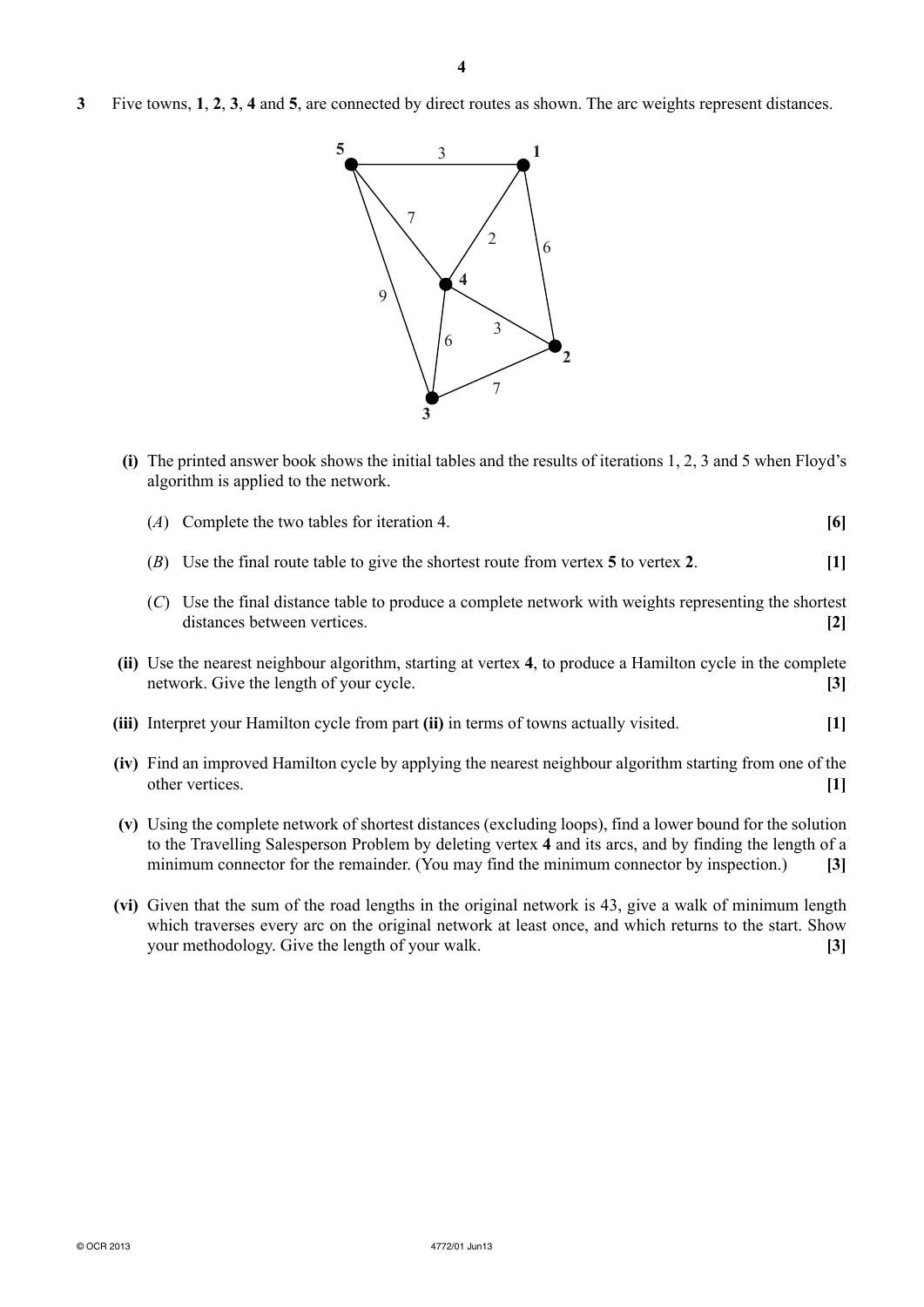**3** Five towns, **1**, **2**, **3**, **4** and **5**, are connected by direct routes as shown. The arc weights represent distances.

**(i)** The printed answer book shows the initial tables and the results of iterations 1, 2, 3 and 5 when Floyd's algorithm is applied to the network.

(*A*) Complete the two tables for iteration 4. **[6]**

(*B*) Use the final route table to give the shortest route from vertex **5** to vertex **2**. **[1]**

(*C*) Use the final distance table to produce a complete network with weights representing the shortest distances between vertices. **[2]**

**(ii)** Use the nearest neighbour algorithm, starting at vertex **4**, to produce a Hamilton cycle in the complete network. Give the length of your cycle. **[3]**

**(iii)** Interpret your Hamilton cycle from part **(ii)** in terms of towns actually visited. **[1]**

**(iv)** Find an improved Hamilton cycle by applying the nearest neighbour algorithm starting from one of the other vertices. **[1]**

**(v)** Using the complete network of shortest distances (excluding loops), find a lower bound for the solution to the Travelling Salesperson Problem by deleting vertex **4** and its arcs, and by finding the length of a minimum connector for the remainder. (You may find the minimum connector by inspection.) **[3]**

**(vi)** Given that the sum of the road lengths in the original network is 43, give a walk of minimum length which traverses every arc on the original network at least once, and which returns to the start. Show your methodology. Give the length of your walk. **[3]**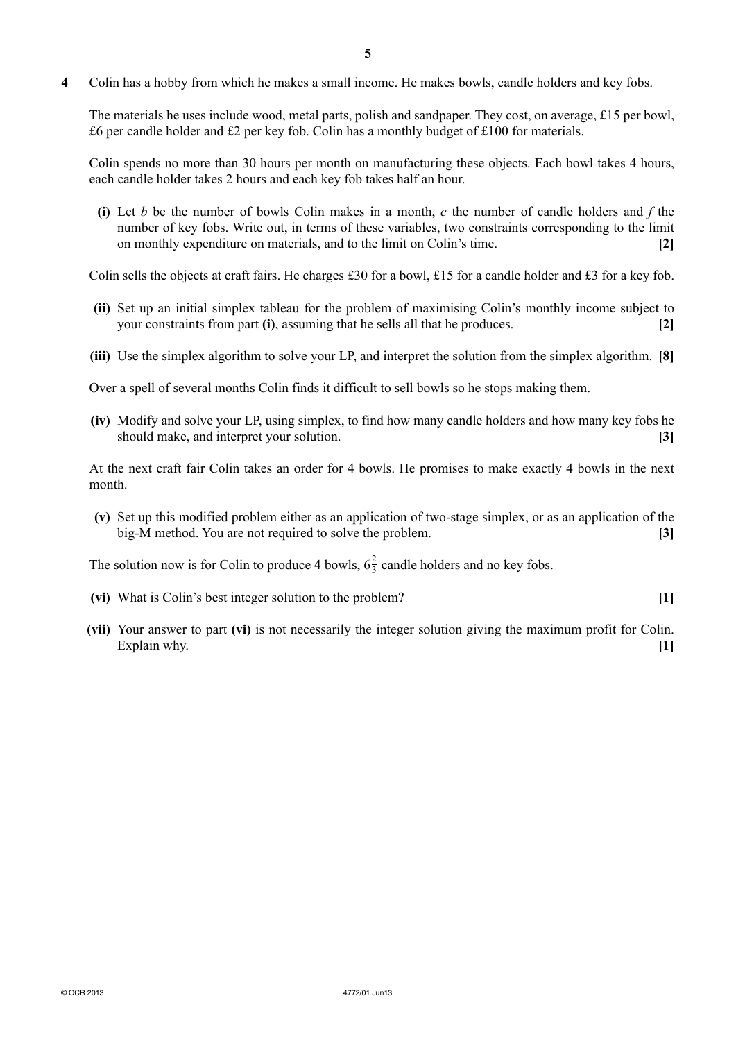**4** Colin has a hobby from which he makes a small income. He makes bowls, candle holders and key fobs.

The materials he uses include wood, metal parts, polish and sandpaper. They cost, on average, £15 per bowl, £6 per candle holder and £2 per key fob. Colin has a monthly budget of £100 for materials.

Colin spends no more than 30 hours per month on manufacturing these objects. Each bowl takes 4 hours, each candle holder takes 2 hours and each key fob takes half an hour.

**(i)** Let $b$ be the number of bowls Colin makes in a month, $c$ the number of candle holders and $f$ the number of key fobs. Write out, in terms of these variables, two constraints corresponding to the limit on monthly expenditure on materials, and to the limit on Colin's time. **[2]**

Colin sells the objects at craft fairs. He charges £30 for a bowl, £15 for a candle holder and £3 for a key fob.

**(ii)** Set up an initial simplex tableau for the problem of maximising Colin's monthly income subject to your constraints from part **(i)**, assuming that he sells all that he produces. **[2]**

**(iii)** Use the simplex algorithm to solve your LP, and interpret the solution from the simplex algorithm. **[8]**

Over a spell of several months Colin finds it difficult to sell bowls so he stops making them.

**(iv)** Modify and solve your LP, using simplex, to find how many candle holders and how many key fobs he should make, and interpret your solution. **[3]**

At the next craft fair Colin takes an order for 4 bowls. He promises to make exactly 4 bowls in the next month.

**(v)** Set up this modified problem either as an application of two-stage simplex, or as an application of the big-M method. You are not required to solve the problem. **[3]**

The solution now is for Colin to produce 4 bowls, $6\frac{2}{3}$ candle holders and no key fobs.

**(vi)** What is Colin's best integer solution to the problem? **[1]**

**(vii)** Your answer to part **(vi)** is not necessarily the integer solution giving the maximum profit for Colin. Explain why. **[1]**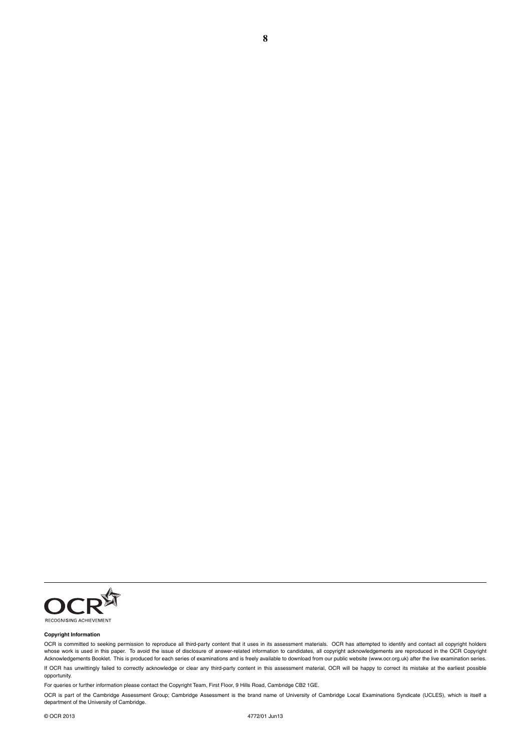OCR

RECOGNISING ACHIEVEMENT

**Copyright Information**

OCR is committed to seeking permission to reproduce all third-party content that it uses in its assessment materials. OCR has attempted to identify and contact all copyright holders whose work is used in this paper. To avoid the issue of disclosure of answer-related information to candidates, all copyright acknowledgements are reproduced in the OCR Copyright Acknowledgements Booklet. This is produced for each series of examinations and is freely available to download from our public website (www.ocr.org.uk) after the live examination series.

If OCR has unwittingly failed to correctly acknowledge or clear any third-party content in this assessment material, OCR will be happy to correct its mistake at the earliest possible opportunity.

For queries or further information please contact the Copyright Team, First Floor, 9 Hills Road, Cambridge CB2 1GE.

OCR is part of the Cambridge Assessment Group; Cambridge Assessment is the brand name of University of Cambridge Local Examinations Syndicate (UCLES), which is itself a department of the University of Cambridge.

© OCR 2013 4772/01 Jun13